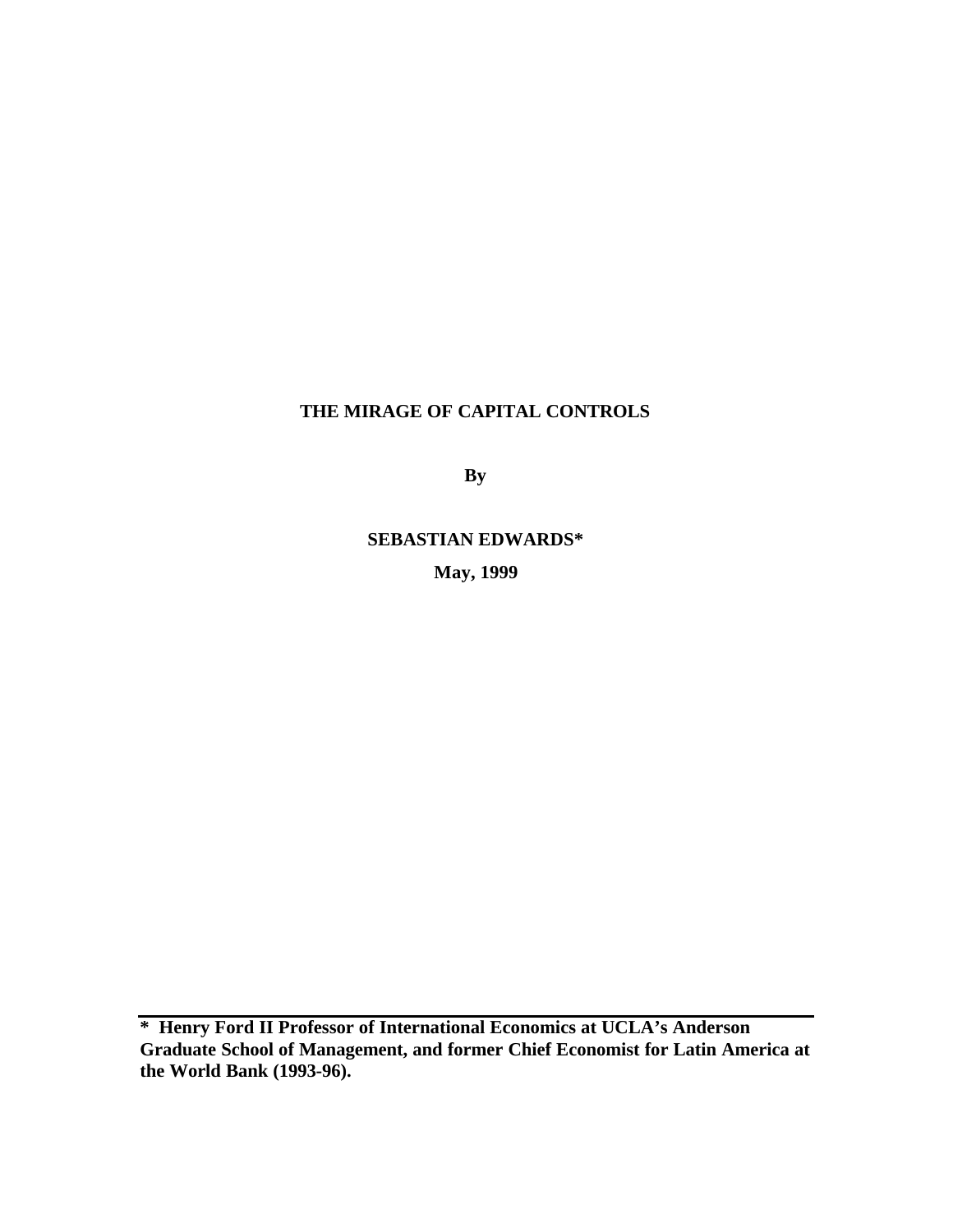# THE MIRAGE OF CAPITAL CONTROLS

**By**

**SEBASTIAN EDWARDS***

**May, 1999**

---

**\* Henry Ford II Professor of International Economics at UCLA's Anderson Graduate School of Management, and former Chief Economist for Latin America at the World Bank (1993-96).**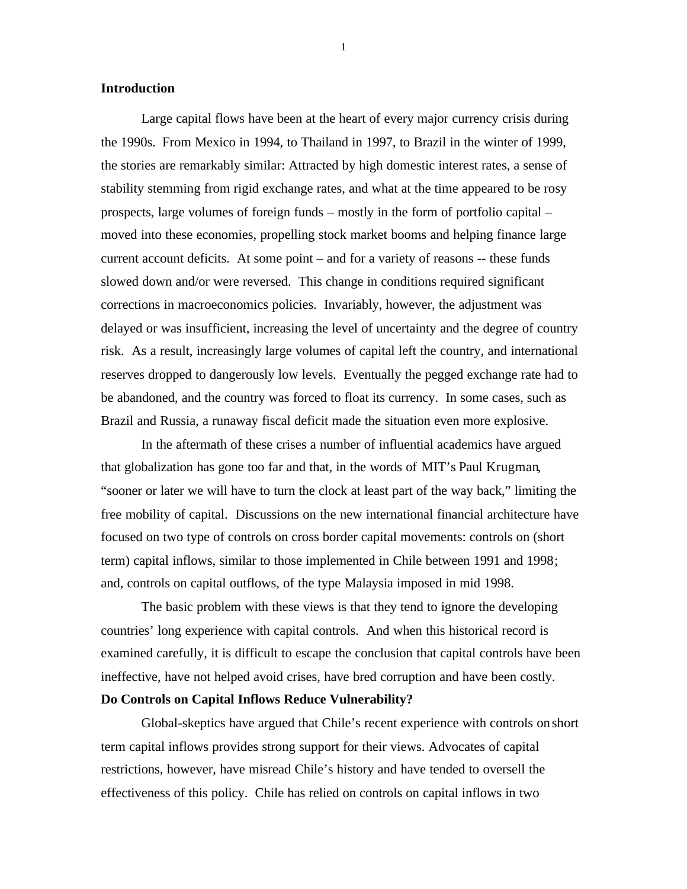## Introduction

Large capital flows have been at the heart of every major currency crisis during the 1990s. From Mexico in 1994, to Thailand in 1997, to Brazil in the winter of 1999, the stories are remarkably similar: Attracted by high domestic interest rates, a sense of stability stemming from rigid exchange rates, and what at the time appeared to be rosy prospects, large volumes of foreign funds – mostly in the form of portfolio capital – moved into these economies, propelling stock market booms and helping finance large current account deficits. At some point – and for a variety of reasons -- these funds slowed down and/or were reversed. This change in conditions required significant corrections in macroeconomics policies. Invariably, however, the adjustment was delayed or was insufficient, increasing the level of uncertainty and the degree of country risk. As a result, increasingly large volumes of capital left the country, and international reserves dropped to dangerously low levels. Eventually the pegged exchange rate had to be abandoned, and the country was forced to float its currency. In some cases, such as Brazil and Russia, a runaway fiscal deficit made the situation even more explosive.

In the aftermath of these crises a number of influential academics have argued that globalization has gone too far and that, in the words of MIT's Paul Krugman, "sooner or later we will have to turn the clock at least part of the way back," limiting the free mobility of capital. Discussions on the new international financial architecture have focused on two type of controls on cross border capital movements: controls on (short term) capital inflows, similar to those implemented in Chile between 1991 and 1998; and, controls on capital outflows, of the type Malaysia imposed in mid 1998.

The basic problem with these views is that they tend to ignore the developing countries' long experience with capital controls. And when this historical record is examined carefully, it is difficult to escape the conclusion that capital controls have been ineffective, have not helped avoid crises, have bred corruption and have been costly.

## Do Controls on Capital Inflows Reduce Vulnerability?

Global-skeptics have argued that Chile's recent experience with controls on short term capital inflows provides strong support for their views. Advocates of capital restrictions, however, have misread Chile's history and have tended to oversell the effectiveness of this policy. Chile has relied on controls on capital inflows in two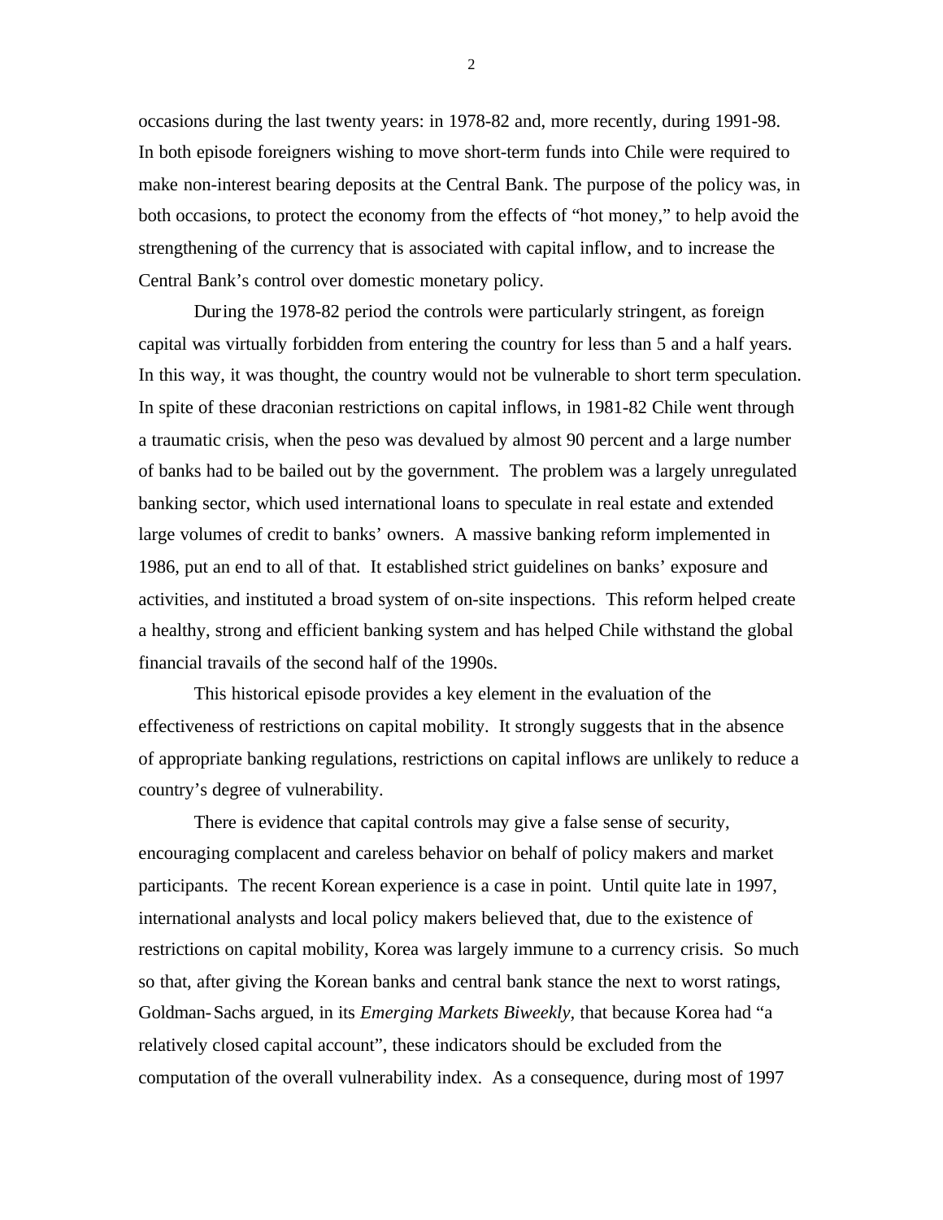occasions during the last twenty years: in 1978-82 and, more recently, during 1991-98. In both episode foreigners wishing to move short-term funds into Chile were required to make non-interest bearing deposits at the Central Bank. The purpose of the policy was, in both occasions, to protect the economy from the effects of "hot money," to help avoid the strengthening of the currency that is associated with capital inflow, and to increase the Central Bank's control over domestic monetary policy.

During the 1978-82 period the controls were particularly stringent, as foreign capital was virtually forbidden from entering the country for less than 5 and a half years. In this way, it was thought, the country would not be vulnerable to short term speculation. In spite of these draconian restrictions on capital inflows, in 1981-82 Chile went through a traumatic crisis, when the peso was devalued by almost 90 percent and a large number of banks had to be bailed out by the government. The problem was a largely unregulated banking sector, which used international loans to speculate in real estate and extended large volumes of credit to banks' owners. A massive banking reform implemented in 1986, put an end to all of that. It established strict guidelines on banks' exposure and activities, and instituted a broad system of on-site inspections. This reform helped create a healthy, strong and efficient banking system and has helped Chile withstand the global financial travails of the second half of the 1990s.

This historical episode provides a key element in the evaluation of the effectiveness of restrictions on capital mobility. It strongly suggests that in the absence of appropriate banking regulations, restrictions on capital inflows are unlikely to reduce a country's degree of vulnerability.

There is evidence that capital controls may give a false sense of security, encouraging complacent and careless behavior on behalf of policy makers and market participants. The recent Korean experience is a case in point. Until quite late in 1997, international analysts and local policy makers believed that, due to the existence of restrictions on capital mobility, Korea was largely immune to a currency crisis. So much so that, after giving the Korean banks and central bank stance the next to worst ratings, Goldman-Sachs argued, in its *Emerging Markets Biweekly,* that because Korea had "a relatively closed capital account", these indicators should be excluded from the computation of the overall vulnerability index. As a consequence, during most of 1997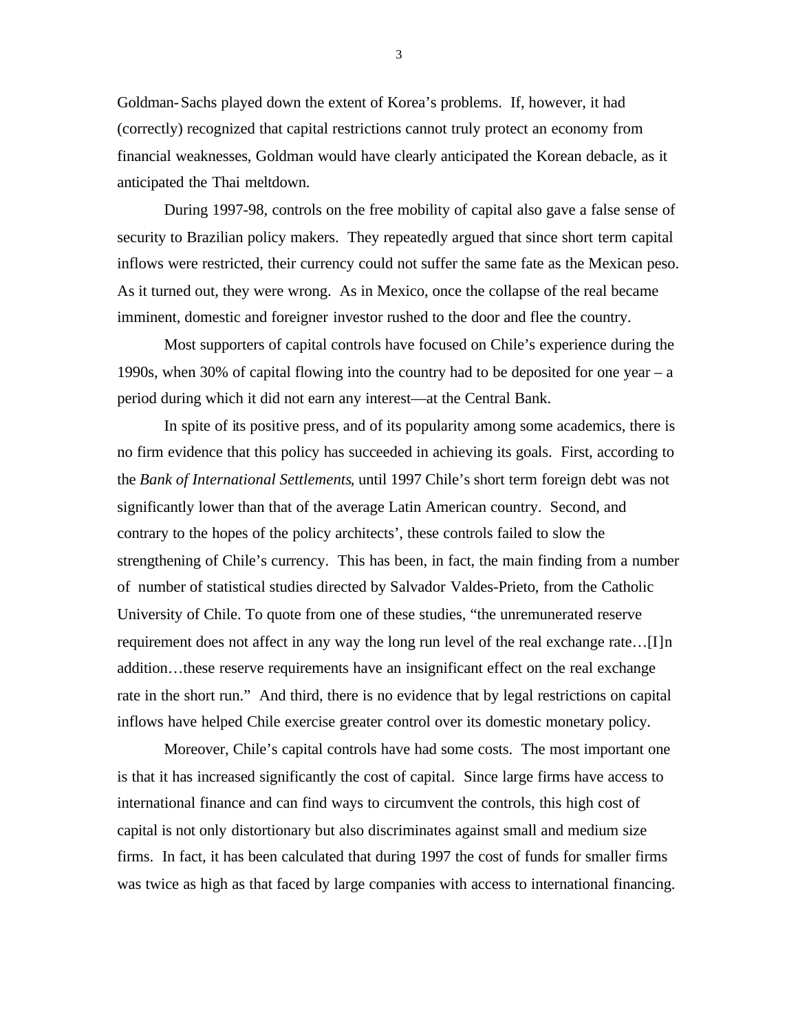Goldman-Sachs played down the extent of Korea's problems. If, however, it had (correctly) recognized that capital restrictions cannot truly protect an economy from financial weaknesses, Goldman would have clearly anticipated the Korean debacle, as it anticipated the Thai meltdown.

During 1997-98, controls on the free mobility of capital also gave a false sense of security to Brazilian policy makers. They repeatedly argued that since short term capital inflows were restricted, their currency could not suffer the same fate as the Mexican peso. As it turned out, they were wrong. As in Mexico, once the collapse of the real became imminent, domestic and foreigner investor rushed to the door and flee the country.

Most supporters of capital controls have focused on Chile's experience during the 1990s, when 30% of capital flowing into the country had to be deposited for one year – a period during which it did not earn any interest—at the Central Bank.

In spite of its positive press, and of its popularity among some academics, there is no firm evidence that this policy has succeeded in achieving its goals. First, according to the *Bank of International Settlements*, until 1997 Chile's short term foreign debt was not significantly lower than that of the average Latin American country. Second, and contrary to the hopes of the policy architects', these controls failed to slow the strengthening of Chile's currency. This has been, in fact, the main finding from a number of number of statistical studies directed by Salvador Valdes-Prieto, from the Catholic University of Chile. To quote from one of these studies, "the unremunerated reserve requirement does not affect in any way the long run level of the real exchange rate…[I]n addition…these reserve requirements have an insignificant effect on the real exchange rate in the short run." And third, there is no evidence that by legal restrictions on capital inflows have helped Chile exercise greater control over its domestic monetary policy.

Moreover, Chile's capital controls have had some costs. The most important one is that it has increased significantly the cost of capital. Since large firms have access to international finance and can find ways to circumvent the controls, this high cost of capital is not only distortionary but also discriminates against small and medium size firms. In fact, it has been calculated that during 1997 the cost of funds for smaller firms was twice as high as that faced by large companies with access to international financing.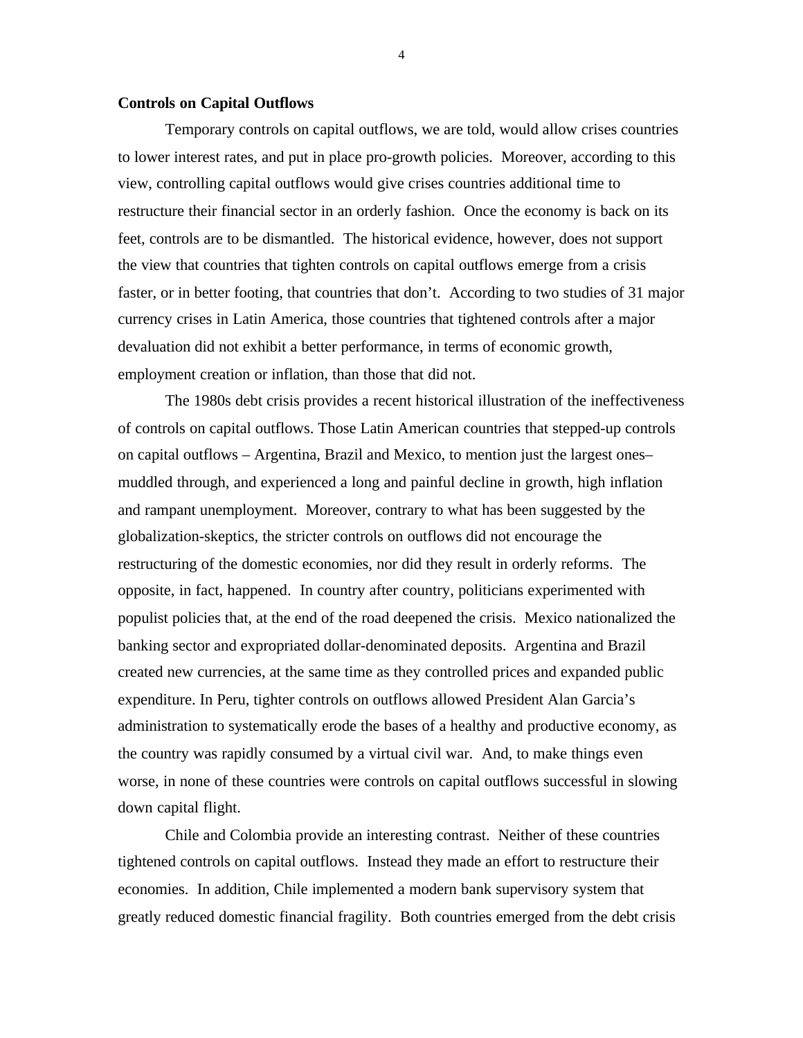**Controls on Capital Outflows**

Temporary controls on capital outflows, we are told, would allow crises countries to lower interest rates, and put in place pro-growth policies. Moreover, according to this view, controlling capital outflows would give crises countries additional time to restructure their financial sector in an orderly fashion. Once the economy is back on its feet, controls are to be dismantled. The historical evidence, however, does not support the view that countries that tighten controls on capital outflows emerge from a crisis faster, or in better footing, that countries that don't. According to two studies of 31 major currency crises in Latin America, those countries that tightened controls after a major devaluation did not exhibit a better performance, in terms of economic growth, employment creation or inflation, than those that did not.

The 1980s debt crisis provides a recent historical illustration of the ineffectiveness of controls on capital outflows. Those Latin American countries that stepped-up controls on capital outflows – Argentina, Brazil and Mexico, to mention just the largest ones– muddled through, and experienced a long and painful decline in growth, high inflation and rampant unemployment. Moreover, contrary to what has been suggested by the globalization-skeptics, the stricter controls on outflows did not encourage the restructuring of the domestic economies, nor did they result in orderly reforms. The opposite, in fact, happened. In country after country, politicians experimented with populist policies that, at the end of the road deepened the crisis. Mexico nationalized the banking sector and expropriated dollar-denominated deposits. Argentina and Brazil created new currencies, at the same time as they controlled prices and expanded public expenditure. In Peru, tighter controls on outflows allowed President Alan Garcia's administration to systematically erode the bases of a healthy and productive economy, as the country was rapidly consumed by a virtual civil war. And, to make things even worse, in none of these countries were controls on capital outflows successful in slowing down capital flight.

Chile and Colombia provide an interesting contrast. Neither of these countries tightened controls on capital outflows. Instead they made an effort to restructure their economies. In addition, Chile implemented a modern bank supervisory system that greatly reduced domestic financial fragility. Both countries emerged from the debt crisis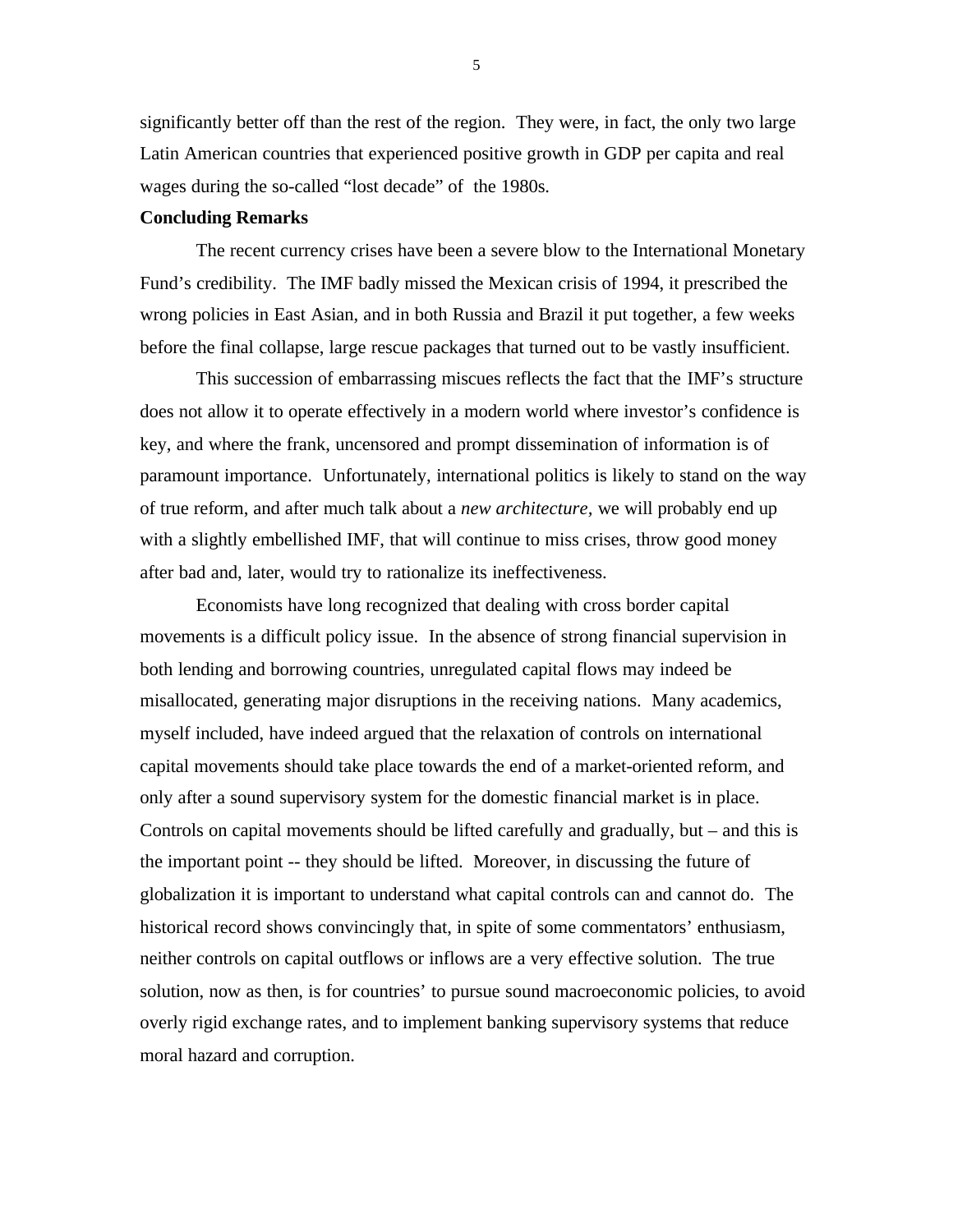significantly better off than the rest of the region. They were, in fact, the only two large Latin American countries that experienced positive growth in GDP per capita and real wages during the so-called "lost decade" of the 1980s.

**Concluding Remarks**

The recent currency crises have been a severe blow to the International Monetary Fund's credibility. The IMF badly missed the Mexican crisis of 1994, it prescribed the wrong policies in East Asian, and in both Russia and Brazil it put together, a few weeks before the final collapse, large rescue packages that turned out to be vastly insufficient.

This succession of embarrassing miscues reflects the fact that the IMF's structure does not allow it to operate effectively in a modern world where investor's confidence is key, and where the frank, uncensored and prompt dissemination of information is of paramount importance. Unfortunately, international politics is likely to stand on the way of true reform, and after much talk about a *new architecture,* we will probably end up with a slightly embellished IMF, that will continue to miss crises, throw good money after bad and, later, would try to rationalize its ineffectiveness.

Economists have long recognized that dealing with cross border capital movements is a difficult policy issue. In the absence of strong financial supervision in both lending and borrowing countries, unregulated capital flows may indeed be misallocated, generating major disruptions in the receiving nations. Many academics, myself included, have indeed argued that the relaxation of controls on international capital movements should take place towards the end of a market-oriented reform, and only after a sound supervisory system for the domestic financial market is in place. Controls on capital movements should be lifted carefully and gradually, but – and this is the important point -- they should be lifted. Moreover, in discussing the future of globalization it is important to understand what capital controls can and cannot do. The historical record shows convincingly that, in spite of some commentators' enthusiasm, neither controls on capital outflows or inflows are a very effective solution. The true solution, now as then, is for countries' to pursue sound macroeconomic policies, to avoid overly rigid exchange rates, and to implement banking supervisory systems that reduce moral hazard and corruption.